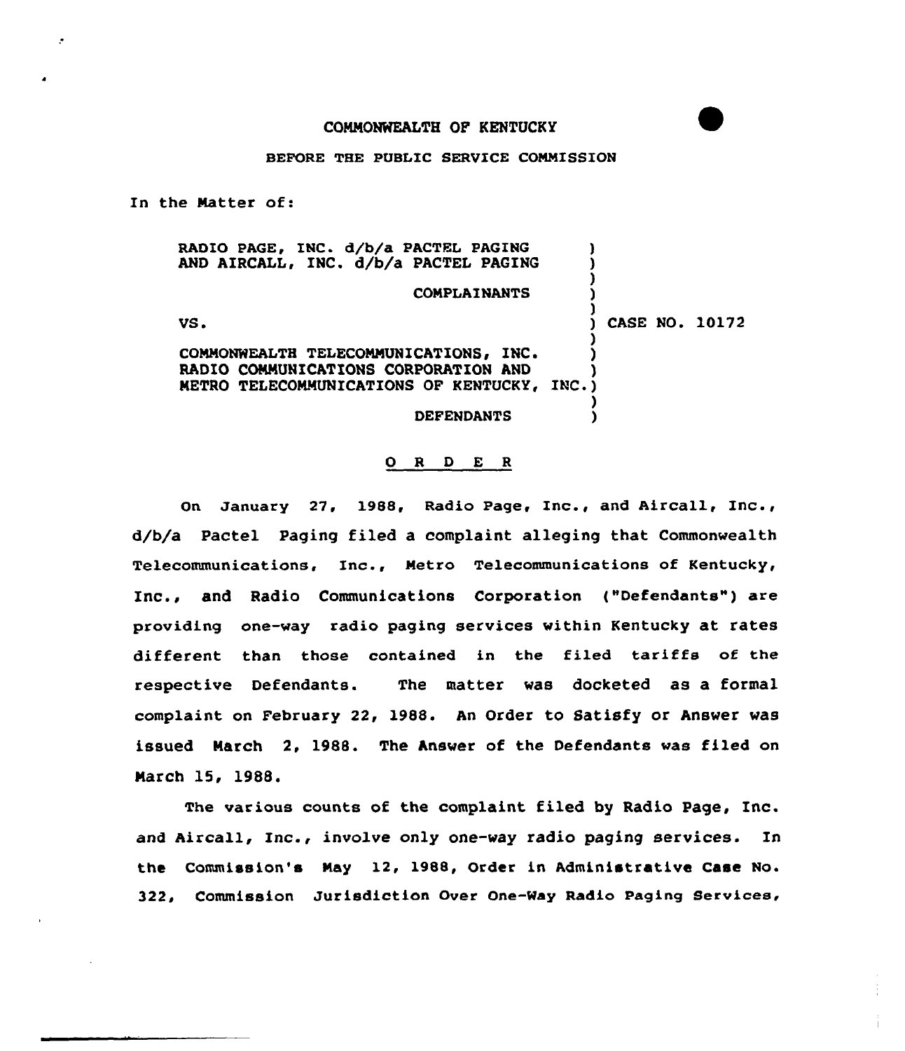COMMONWEALTH OF KENTUCKY

BEFORE THE PUBLIC SERVICE COMMISSION

In the Matter of:

| | | |
|---|---|---|
| RADIO PAGE, INC. d/b/a PACTEL PAGING AND AIRCALL, INC. d/b/a PACTEL PAGING | ) | |
| COMPLAINANTS | ) | |
| VS. | ) | CASE NO. 10172 |
| COMMONWEALTH TELECOMMUNICATIONS, INC. RADIO COMMUNICATIONS CORPORATION AND METRO TELECOMMUNICATIONS OF KENTUCKY, INC. | ) | |
| DEFENDANTS | ) | |

## O R D E R

On January 27, 1988, Radio Page, Inc., and Aircall, Inc., d/b/a Pactel Paging filed a complaint alleging that Commonwealth Telecommunications, Inc., Metro Telecommunications of Kentucky, Inc., and Radio Communications Corporation ("Defendants") are providing one-way radio paging services within Kentucky at rates different than those contained in the filed tariffs of the respective Defendants. The matter was docketed as a formal complaint on February 22, 1988. An Order to Satisfy or Answer was issued March 2, 1988. The Answer of the Defendants was filed on March 15, 1988.

The various counts of the complaint filed by Radio Page, Inc. and Aircall, Inc., involve only one-way radio paging services. In the Commission's May 12, 1988, Order in Administrative Case No. 322, Commission Jurisdiction Over One-Way Radio Paging Services,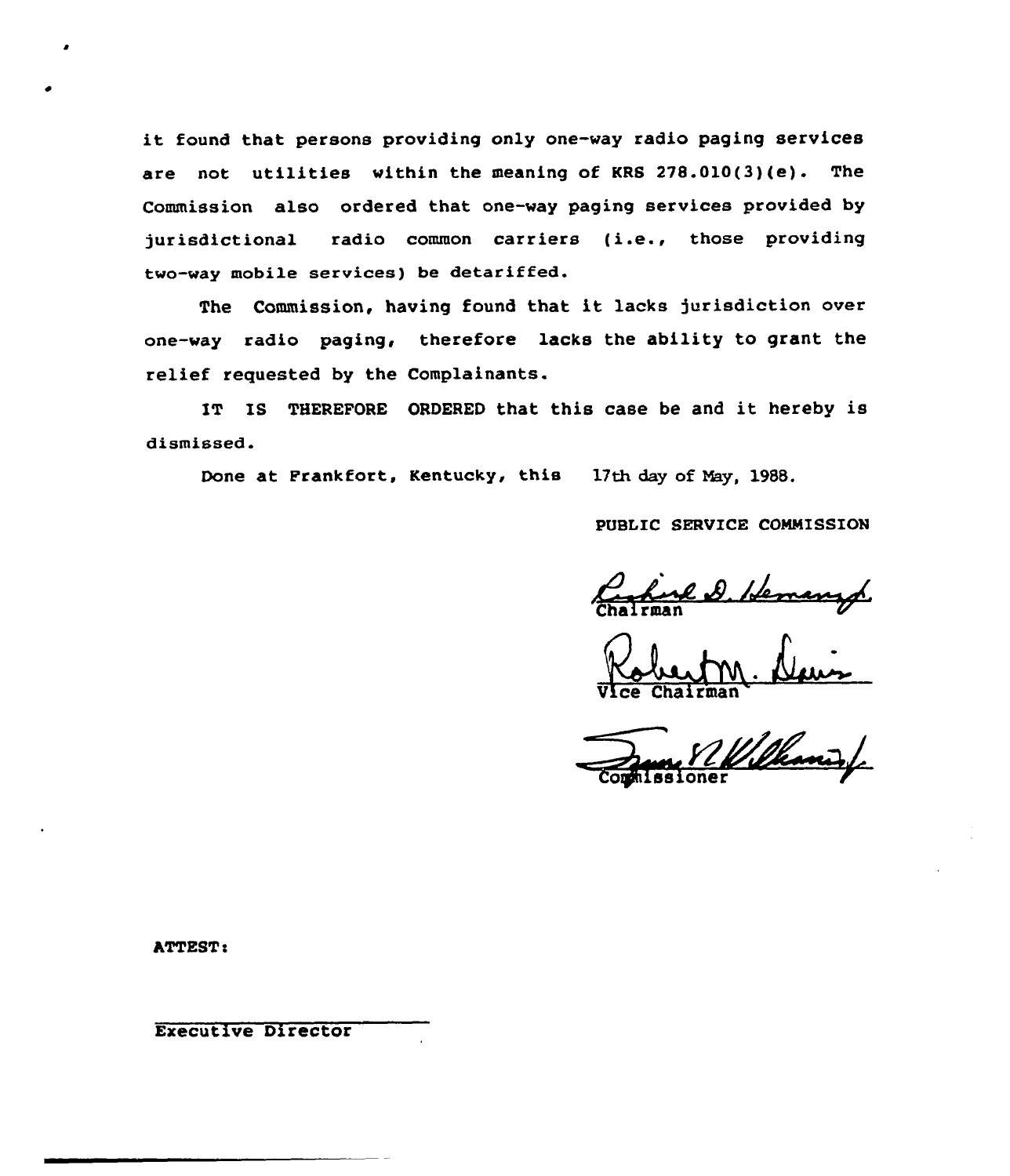it found that persons providing only one-way radio paging services are not utilities within the meaning of KRS 278.010(3)(e). The Commission also ordered that one-way paging services provided by jurisdictional radio common carriers (i.e., those providing two-way mobile services) be detariffed.

The Commission, having found that it lacks jurisdiction over one-way radio paging, therefore lacks the ability to grant the relief requested by the Complainants.

IT IS THEREFORE ORDERED that this case be and it hereby is dismissed.

Done at Frankfort, Kentucky, this 17th day of May, 1988.

PUBLIC SERVICE COMMISSION

Chairman

Vice Chairman

Commissioner

ATTEST:

Executive Director